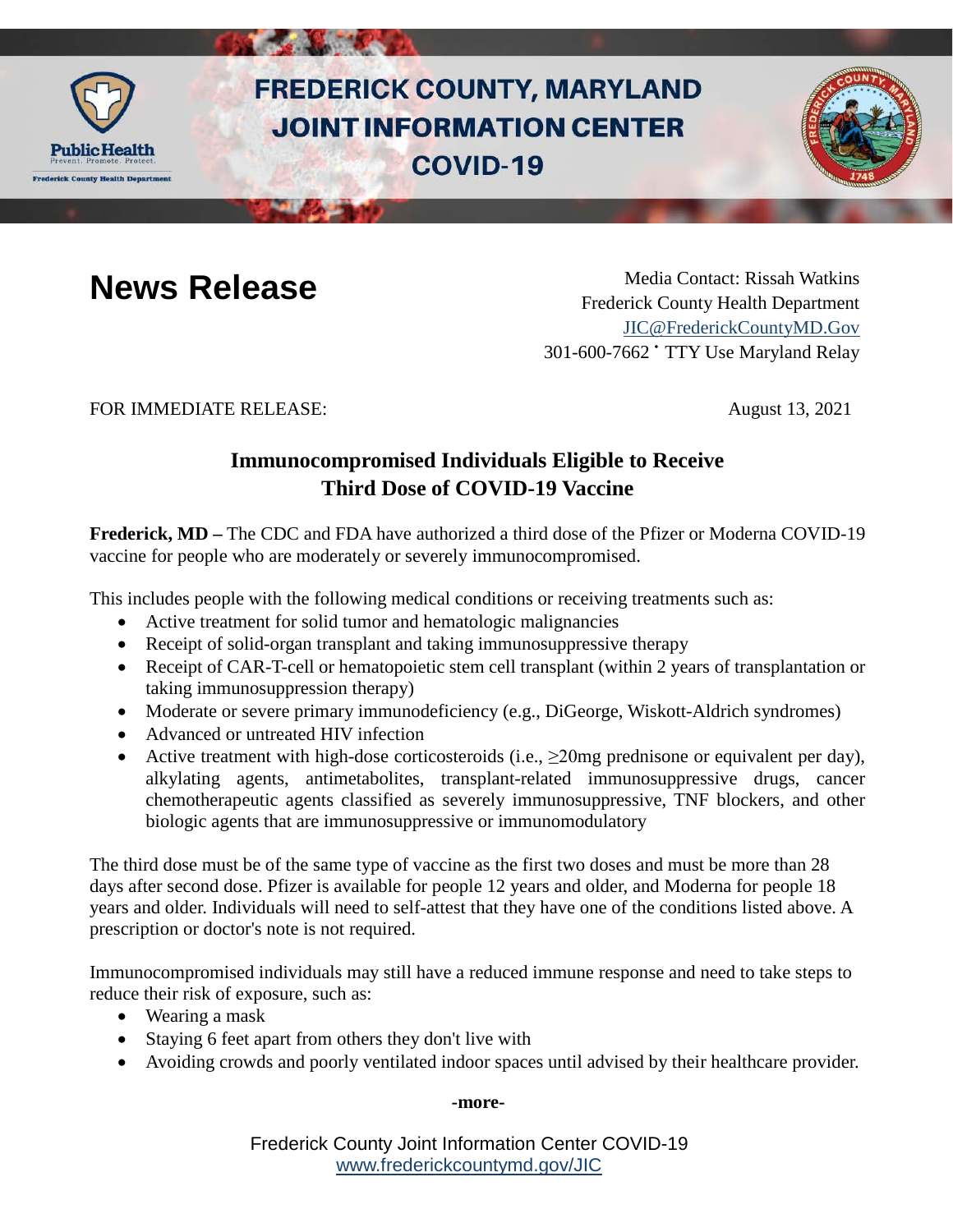# FREDERICK COUNTY, MARYLAND JOINT INFORMATION CENTER COVID-19

## News Release

Media Contact: Rissah Watkins
Frederick County Health Department
JIC@FrederickCountyMD.Gov
301-600-7662 • TTY Use Maryland Relay

FOR IMMEDIATE RELEASE: August 13, 2021

### Immunocompromised Individuals Eligible to Receive Third Dose of COVID-19 Vaccine

**Frederick, MD –** The CDC and FDA have authorized a third dose of the Pfizer or Moderna COVID-19 vaccine for people who are moderately or severely immunocompromised.

This includes people with the following medical conditions or receiving treatments such as:

- Active treatment for solid tumor and hematologic malignancies
- Receipt of solid-organ transplant and taking immunosuppressive therapy
- Receipt of CAR-T-cell or hematopoietic stem cell transplant (within 2 years of transplantation or taking immunosuppression therapy)
- Moderate or severe primary immunodeficiency (e.g., DiGeorge, Wiskott-Aldrich syndromes)
- Advanced or untreated HIV infection
- Active treatment with high-dose corticosteroids (i.e., ≥20mg prednisone or equivalent per day), alkylating agents, antimetabolites, transplant-related immunosuppressive drugs, cancer chemotherapeutic agents classified as severely immunosuppressive, TNF blockers, and other biologic agents that are immunosuppressive or immunomodulatory

The third dose must be of the same type of vaccine as the first two doses and must be more than 28 days after second dose. Pfizer is available for people 12 years and older, and Moderna for people 18 years and older. Individuals will need to self-attest that they have one of the conditions listed above. A prescription or doctor's note is not required.

Immunocompromised individuals may still have a reduced immune response and need to take steps to reduce their risk of exposure, such as:

- Wearing a mask
- Staying 6 feet apart from others they don't live with
- Avoiding crowds and poorly ventilated indoor spaces until advised by their healthcare provider.

**-more-**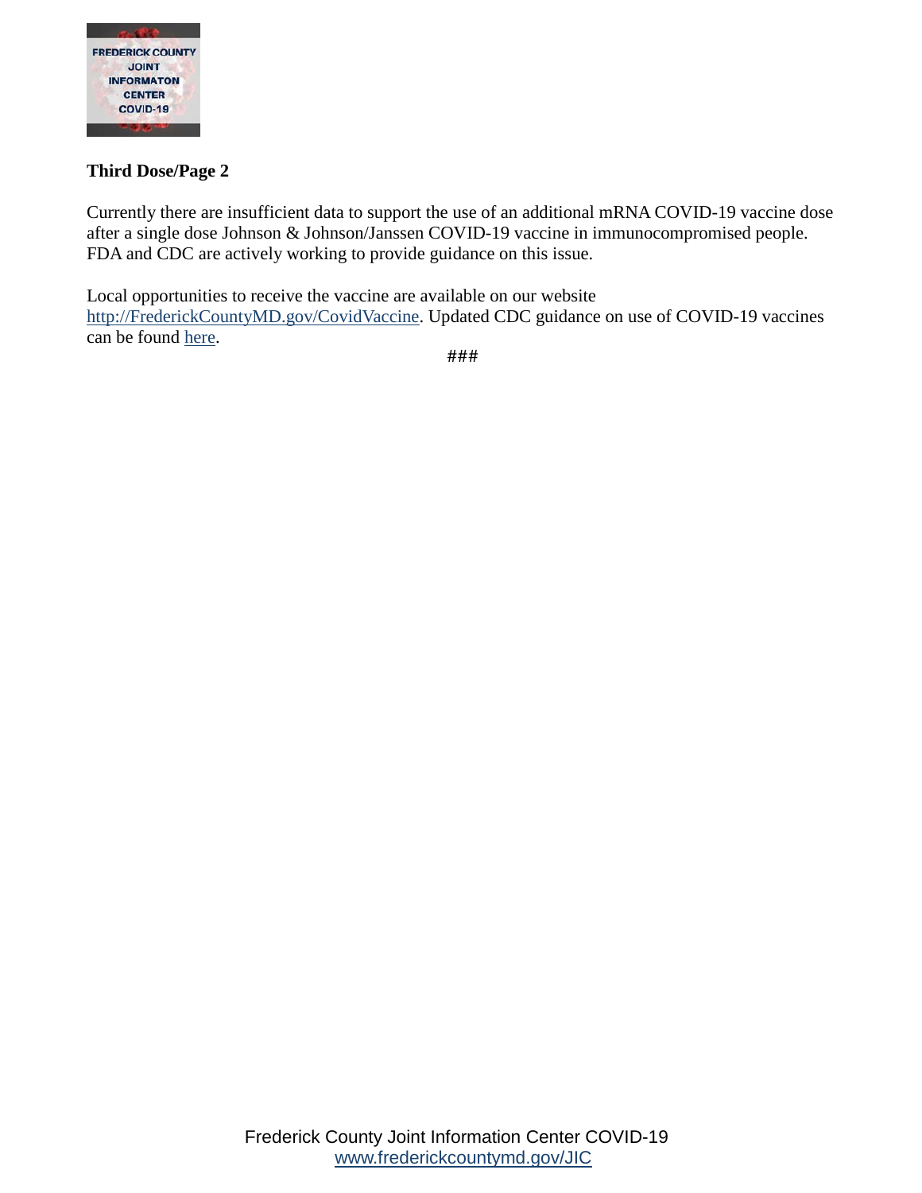**Third Dose/Page 2**

Currently there are insufficient data to support the use of an additional mRNA COVID-19 vaccine dose after a single dose Johnson & Johnson/Janssen COVID-19 vaccine in immunocompromised people. FDA and CDC are actively working to provide guidance on this issue.

Local opportunities to receive the vaccine are available on our website http://FrederickCountyMD.gov/CovidVaccine. Updated CDC guidance on use of COVID-19 vaccines can be found here.

###